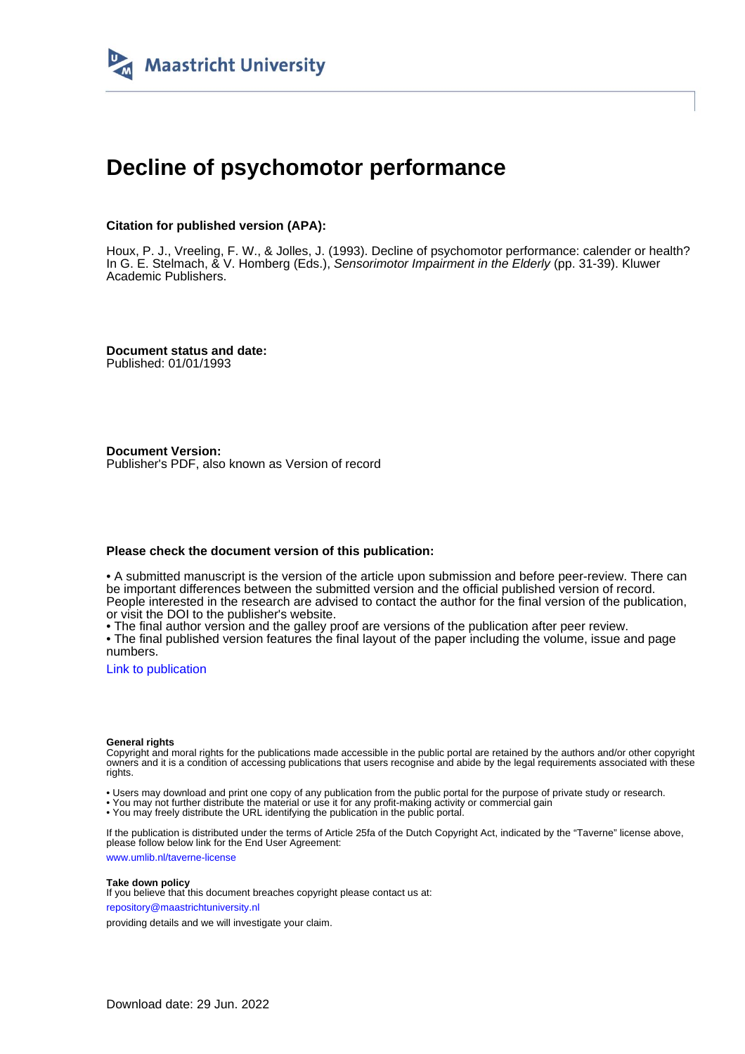Maastricht University

# Decline of psychomotor performance

**Citation for published version (APA):**

Houx, P. J., Vreeling, F. W., & Jolles, J. (1993). Decline of psychomotor performance: calender or health? In G. E. Stelmach, & V. Homberg (Eds.), *Sensorimotor Impairment in the Elderly* (pp. 31-39). Kluwer Academic Publishers.

**Document status and date:**
Published: 01/01/1993

**Document Version:**
Publisher's PDF, also known as Version of record

**Please check the document version of this publication:**

• A submitted manuscript is the version of the article upon submission and before peer-review. There can be important differences between the submitted version and the official published version of record. People interested in the research are advised to contact the author for the final version of the publication, or visit the DOI to the publisher's website.
• The final author version and the galley proof are versions of the publication after peer review.
• The final published version features the final layout of the paper including the volume, issue and page numbers.

Link to publication

**General rights**
Copyright and moral rights for the publications made accessible in the public portal are retained by the authors and/or other copyright owners and it is a condition of accessing publications that users recognise and abide by the legal requirements associated with these rights.

• Users may download and print one copy of any publication from the public portal for the purpose of private study or research.
• You may not further distribute the material or use it for any profit-making activity or commercial gain
• You may freely distribute the URL identifying the publication in the public portal.

If the publication is distributed under the terms of Article 25fa of the Dutch Copyright Act, indicated by the "Taverne" license above, please follow below link for the End User Agreement:

www.umlib.nl/taverne-license

**Take down policy**
If you believe that this document breaches copyright please contact us at:

repository@maastrichtuniversity.nl

providing details and we will investigate your claim.

Download date: 29 Jun. 2022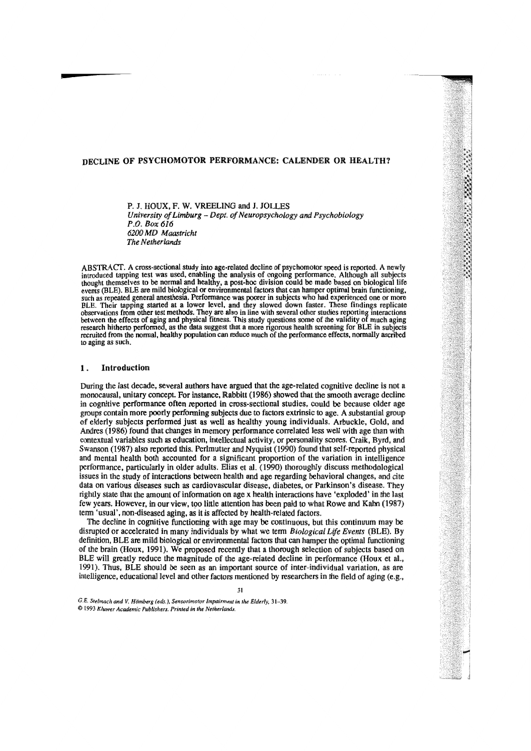# DECLINE OF PSYCHOMOTOR PERFORMANCE: CALENDER OR HEALTH?

P. J. HOUX, F. W. VREELING and J. JOLLES  
*University of Limburg – Dept. of Neuropsychology and Psychobiology*  
*P.O. Box 616*  
*6200 MD Maastricht*  
*The Netherlands*

ABSTRACT. A cross-sectional study into age-related decline of psychomotor speed is reported. A newly introduced tapping test was used, enabling the analysis of ongoing performance. Although all subjects thought themselves to be normal and healthy, a post-hoc division could be made based on biological life events (BLE). BLE are mild biological or environmental factors that can hamper optimal brain functioning, such as repeated general anesthesia. Performance was poorer in subjects who had experienced one or more BLE. Their tapping started at a lower level, and they slowed down faster. These findings replicate observations from other test methods. They are also in line with several other studies reporting interactions between the effects of aging and physical fitness. This study questions some of the validity of much aging research hitherto performed, as the data suggest that a more rigorous health screening for BLE in subjects recruited from the normal, healthy population can reduce much of the performance effects, normally ascribed to aging as such.

## 1. Introduction

During the last decade, several authors have argued that the age-related cognitive decline is not a monocausal, unitary concept. For instance, Rabbitt (1986) showed that the smooth average decline in cognitive performance often reported in cross-sectional studies, could be because older age groups contain more poorly performing subjects due to factors extrinsic to age. A substantial group of elderly subjects performed just as well as healthy young individuals. Arbuckle, Gold, and Andres (1986) found that changes in memory performance correlated less well with age than with contextual variables such as education, intellectual activity, or personality scores. Craik, Byrd, and Swanson (1987) also reported this. Perlmutter and Nyquist (1990) found that self-reported physical and mental health both accounted for a significant proportion of the variation in intelligence performance, particularly in older adults. Elias et al. (1990) thoroughly discuss methodological issues in the study of interactions between health and age regarding behavioral changes, and cite data on various diseases such as cardiovascular disease, diabetes, or Parkinson's disease. They rightly state that the amount of information on age x health interactions have 'exploded' in the last few years. However, in our view, too little attention has been paid to what Rowe and Kahn (1987) term 'usual', non-diseased aging, as it is affected by health-related factors.

The decline in cognitive functioning with age may be continuous, but this continuum may be disrupted or accelerated in many individuals by what we term *Biological Life Events* (BLE). By definition, BLE are mild biological or environmental factors that can hamper the optimal functioning of the brain (Houx, 1991). We proposed recently that a thorough selection of subjects based on BLE will greatly reduce the magnitude of the age-related decline in performance (Houx et al., 1991). Thus, BLE should be seen as an important source of inter-individual variation, as are intelligence, educational level and other factors mentioned by researchers in the field of aging (e.g.,

G.E. Stelmach and V. Hömberg (eds.), Sensorimotor Impairment in the Elderly, 31–39.  
© 1993 Kluwer Academic Publishers. Printed in the Netherlands.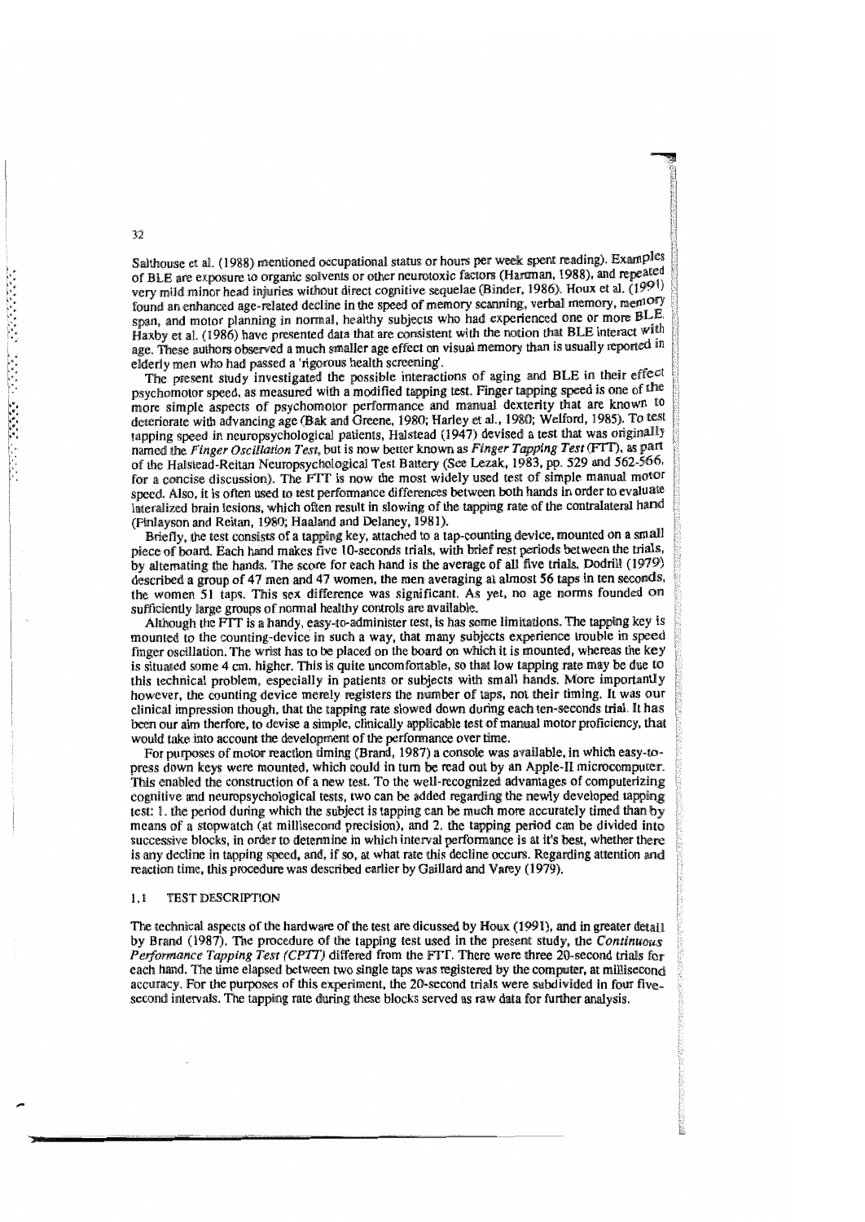Salthouse et al. (1988) mentioned occupational status or hours per week spent reading). Examples of BLE are exposure to organic solvents or other neurotoxic factors (Hartman, 1988), and repeated very mild minor head injuries without direct cognitive sequelae (Binder, 1986). Houx et al. (1991) found an enhanced age-related decline in the speed of memory scanning, verbal memory, memory span, and motor planning in normal, healthy subjects who had experienced one or more BLE. Haxby et al. (1986) have presented data that are consistent with the notion that BLE interact with age. These authors observed a much smaller age effect on visual memory than is usually reported in elderly men who had passed a 'rigorous health screening'.

The present study investigated the possible interactions of aging and BLE in their effect psychomotor speed, as measured with a modified tapping test. Finger tapping speed is one of the more simple aspects of psychomotor performance and manual dexterity that are known to deteriorate with advancing age (Bak and Greene, 1980; Harley et al., 1980; Welford, 1985). To test tapping speed in neuropsychological patients, Halstead (1947) devised a test that was originally named the *Finger Oscillation Test*, but is now better known as *Finger Tapping Test* (FTT), as part of the Halstead-Reitan Neuropsychological Test Battery (See Lezak, 1983, pp. 529 and 562-566, for a concise discussion). The FTT is now the most widely used test of simple manual motor speed. Also, it is often used to test performance differences between both hands in order to evaluate lateralized brain lesions, which often result in slowing of the tapping rate of the contralateral hand (Finlayson and Reitan, 1980; Haaland and Delaney, 1981).

Briefly, the test consists of a tapping key, attached to a tap-counting device, mounted on a small piece of board. Each hand makes five 10-seconds trials, with brief rest periods between the trials, by alternating the hands. The score for each hand is the average of all five trials. Dodrill (1979) described a group of 47 men and 47 women, the men averaging at almost 56 taps in ten seconds, the women 51 taps. This sex difference was significant. As yet, no age norms founded on sufficiently large groups of normal healthy controls are available.

Although the FTT is a handy, easy-to-administer test, is has some limitations. The tapping key is mounted to the counting-device in such a way, that many subjects experience trouble in speed finger oscillation. The wrist has to be placed on the board on which it is mounted, whereas the key is situated some 4 cm. higher. This is quite uncomfortable, so that low tapping rate may be due to this technical problem, especially in patients or subjects with small hands. More importantly however, the counting device merely registers the number of taps, not their timing. It was our clinical impression though, that the tapping rate slowed down during each ten-seconds trial. It has been our aim therfore, to devise a simple, clinically applicable test of manual motor proficiency, that would take into account the development of the performance over time.

For purposes of motor reaction timing (Brand, 1987) a console was available, in which easy-to-press down keys were mounted, which could in turn be read out by an Apple-II microcomputer. This enabled the construction of a new test. To the well-recognized advantages of computerizing cognitive and neuropsychological tests, two can be added regarding the newly developed tapping test: 1. the period during which the subject is tapping can be much more accurately timed than by means of a stopwatch (at millisecond precision), and 2. the tapping period can be divided into successive blocks, in order to determine in which interval performance is at it's best, whether there is any decline in tapping speed, and, if so, at what rate this decline occurs. Regarding attention and reaction time, this procedure was described earlier by Gaillard and Varey (1979).

## 1.1 TEST DESCRIPTION

The technical aspects of the hardware of the test are dicussed by Houx (1991), and in greater detail by Brand (1987). The procedure of the tapping test used in the present study, the *Continuous Performance Tapping Test (CPTT)* differed from the FTT. There were three 20-second trials for each hand. The time elapsed between two single taps was registered by the computer, at millisecond accuracy. For the purposes of this experiment, the 20-second trials were subdivided in four five-second intervals. The tapping rate during these blocks served as raw data for further analysis.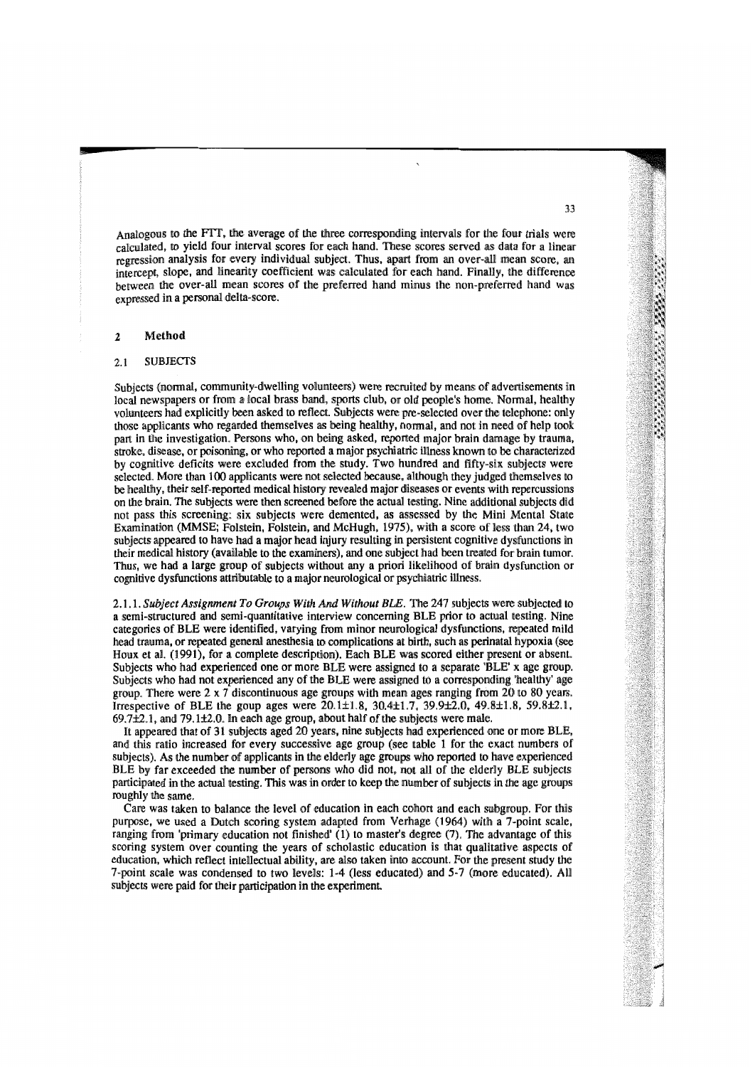Analogous to the FTT, the average of the three corresponding intervals for the four trials were calculated, to yield four interval scores for each hand. These scores served as data for a linear regression analysis for every individual subject. Thus, apart from an over-all mean score, an intercept, slope, and linearity coefficient was calculated for each hand. Finally, the difference between the over-all mean scores of the preferred hand minus the non-preferred hand was expressed in a personal delta-score.

## 2 Method

### 2.1 SUBJECTS

Subjects (normal, community-dwelling volunteers) were recruited by means of advertisements in local newspapers or from a local brass band, sports club, or old people's home. Normal, healthy volunteers had explicitly been asked to reflect. Subjects were pre-selected over the telephone: only those applicants who regarded themselves as being healthy, normal, and not in need of help took part in the investigation. Persons who, on being asked, reported major brain damage by trauma, stroke, disease, or poisoning, or who reported a major psychiatric illness known to be characterized by cognitive deficits were excluded from the study. Two hundred and fifty-six subjects were selected. More than 100 applicants were not selected because, although they judged themselves to be healthy, their self-reported medical history revealed major diseases or events with repercussions on the brain. The subjects were then screened before the actual testing. Nine additional subjects did not pass this screening: six subjects were demented, as assessed by the Mini Mental State Examination (MMSE; Folstein, Folstein, and McHugh, 1975), with a score of less than 24, two subjects appeared to have had a major head injury resulting in persistent cognitive dysfunctions in their medical history (available to the examiners), and one subject had been treated for brain tumor. Thus, we had a large group of subjects without any a priori likelihood of brain dysfunction or cognitive dysfunctions attributable to a major neurological or psychiatric illness.

2.1.1. *Subject Assignment To Groups With And Without BLE.* The 247 subjects were subjected to a semi-structured and semi-quantitative interview concerning BLE prior to actual testing. Nine categories of BLE were identified, varying from minor neurological dysfunctions, repeated mild head trauma, or repeated general anesthesia to complications at birth, such as perinatal hypoxia (see Houx et al. (1991), for a complete description). Each BLE was scored either present or absent. Subjects who had experienced one or more BLE were assigned to a separate 'BLE' x age group. Subjects who had not experienced any of the BLE were assigned to a corresponding 'healthy' age group. There were 2 x 7 discontinuous age groups with mean ages ranging from 20 to 80 years. Irrespective of BLE the goup ages were 20.1±1.8, 30.4±1.7, 39.9±2.0, 49.8±1.8, 59.8±2.1, 69.7±2.1, and 79.1±2.0. In each age group, about half of the subjects were male.

It appeared that of 31 subjects aged 20 years, nine subjects had experienced one or more BLE, and this ratio increased for every successive age group (see table 1 for the exact numbers of subjects). As the number of applicants in the elderly age groups who reported to have experienced BLE by far exceeded the number of persons who did not, not all of the elderly BLE subjects participated in the actual testing. This was in order to keep the number of subjects in the age groups roughly the same.

Care was taken to balance the level of education in each cohort and each subgroup. For this purpose, we used a Dutch scoring system adapted from Verhage (1964) with a 7-point scale, ranging from 'primary education not finished' (1) to master's degree (7). The advantage of this scoring system over counting the years of scholastic education is that qualitative aspects of education, which reflect intellectual ability, are also taken into account. For the present study the 7-point scale was condensed to two levels: 1-4 (less educated) and 5-7 (more educated). All subjects were paid for their participation in the experiment.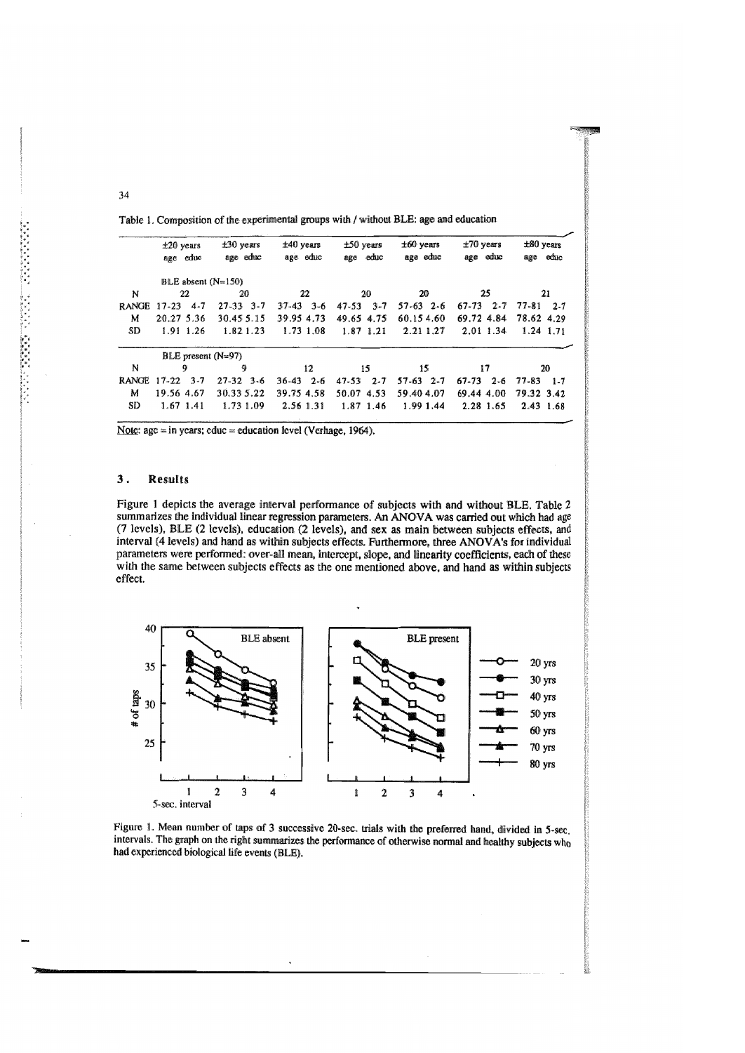Table 1. Composition of the experimental groups with / without BLE: age and education

| | ±20 years age | educ | ±30 years age | educ | ±40 years age | educ | ±50 years age | educ | ±60 years age | educ | ±70 years age | educ | ±80 years age | educ |
|---|---|---|---|---|---|---|---|---|---|---|---|---|---|---|
| | BLE absent (N=150) | | | | | | | | | | | | | |
| N | 22 | | 20 | | 22 | | 20 | | 20 | | 25 | | 21 | |
| RANGE | 17-23 | 4-7 | 27-33 | 3-7 | 37-43 | 3-6 | 47-53 | 3-7 | 57-63 | 2-6 | 67-73 | 2-7 | 77-81 | 2-7 |
| M | 20.27 | 5.36 | 30.45 | 5.15 | 39.95 | 4.73 | 49.65 | 4.75 | 60.15 | 4.60 | 69.72 | 4.84 | 78.62 | 4.29 |
| SD | 1.91 | 1.26 | 1.82 | 1.23 | 1.73 | 1.08 | 1.87 | 1.21 | 2.21 | 1.27 | 2.01 | 1.34 | 1.24 | 1.71 |
| | BLE present (N=97) | | | | | | | | | | | | | |
| N | 9 | | 9 | | 12 | | 15 | | 15 | | 17 | | 20 | |
| RANGE | 17-22 | 3-7 | 27-32 | 3-6 | 36-43 | 2-6 | 47-53 | 2-7 | 57-63 | 2-7 | 67-73 | 2-6 | 77-83 | 1-7 |
| M | 19.56 | 4.67 | 30.33 | 5.22 | 39.75 | 4.58 | 50.07 | 4.53 | 59.40 | 4.07 | 69.44 | 4.00 | 79.32 | 3.42 |
| SD | 1.67 | 1.41 | 1.73 | 1.09 | 2.56 | 1.31 | 1.87 | 1.46 | 1.99 | 1.44 | 2.28 | 1.65 | 2.43 | 1.68 |

Note: age = in years; educ = education level (Verhage, 1964).

## 3. Results

Figure 1 depicts the average interval performance of subjects with and without BLE. Table 2 summarizes the individual linear regression parameters. An ANOVA was carried out which had age (7 levels), BLE (2 levels), education (2 levels), and sex as main between subjects effects, and interval (4 levels) and hand as within subjects effects. Furthermore, three ANOVA's for individual parameters were performed: over-all mean, intercept, slope, and linearity coefficients, each of these with the same between subjects effects as the one mentioned above, and hand as within subjects effect.

Figure 1. Mean number of taps of 3 successive 20-sec. trials with the preferred hand, divided in 5-sec. intervals. The graph on the right summarizes the performance of otherwise normal and healthy subjects who had experienced biological life events (BLE).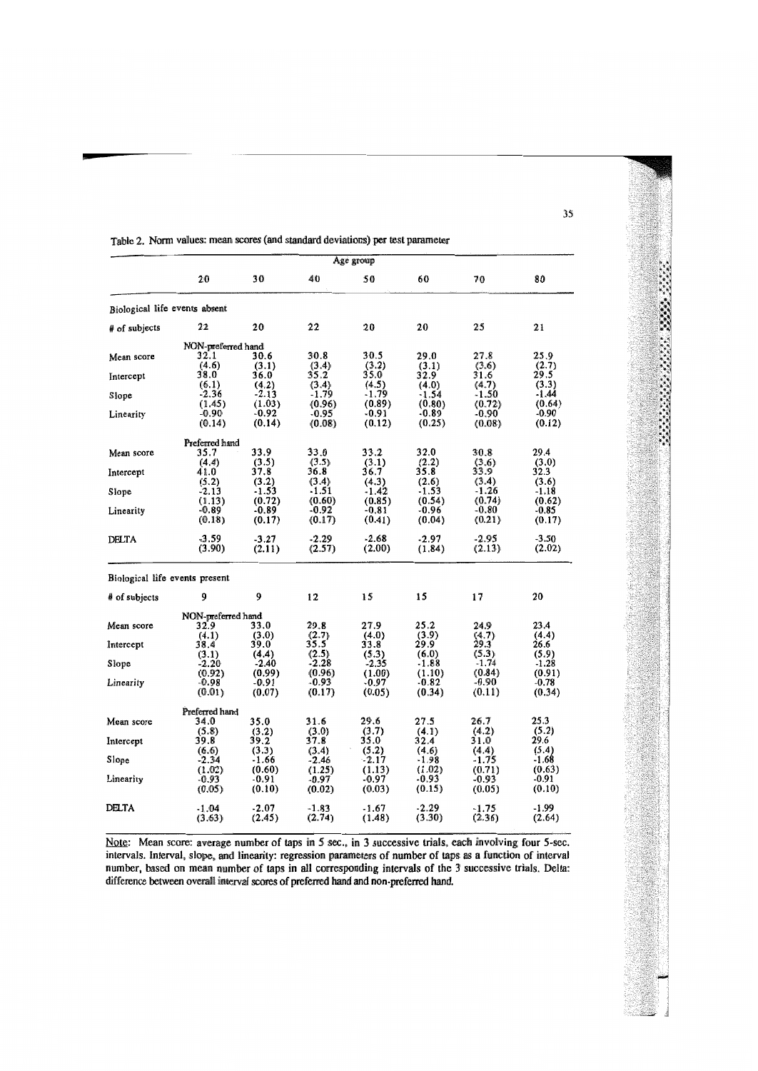Table 2. Norm values: mean scores (and standard deviations) per test parameter

| | Age group | | | | | | |
|---|---|---|---|---|---|---|---|
| | 20 | 30 | 40 | 50 | 60 | 70 | 80 |
| **Biological life events absent** | | | | | | | |
| # of subjects | 22 | 20 | 22 | 20 | 20 | 25 | 21 |
| *NON-preferred hand* | | | | | | | |
| Mean score | 32.1 (4.6) | 30.6 (3.1) | 30.8 (3.4) | 30.5 (3.2) | 29.0 (3.1) | 27.8 (3.6) | 25.9 (2.7) |
| Intercept | 38.0 (6.1) | 36.0 (4.2) | 35.2 (3.4) | 35.0 (4.5) | 32.9 (4.0) | 31.6 (4.7) | 29.5 (3.3) |
| Slope | -2.36 (1.45) | -2.13 (1.03) | -1.79 (0.96) | -1.79 (0.89) | -1.54 (0.80) | -1.50 (0.72) | -1.44 (0.64) |
| Linearity | -0.90 (0.14) | -0.92 (0.14) | -0.95 (0.08) | -0.91 (0.12) | -0.89 (0.25) | -0.90 (0.08) | -0.90 (0.12) |
| *Preferred hand* | | | | | | | |
| Mean score | 35.7 (4.4) | 33.9 (3.5) | 33.0 (3.5) | 33.2 (3.1) | 32.0 (2.2) | 30.8 (3.6) | 29.4 (3.0) |
| Intercept | 41.0 (5.2) | 37.8 (3.2) | 36.8 (3.4) | 36.7 (4.3) | 35.8 (2.6) | 33.9 (3.4) | 32.3 (3.6) |
| Slope | -2.13 (1.13) | -1.53 (0.72) | -1.51 (0.60) | -1.42 (0.85) | -1.53 (0.54) | -1.26 (0.74) | -1.18 (0.62) |
| Linearity | -0.89 (0.18) | -0.89 (0.17) | -0.92 (0.17) | -0.81 (0.41) | -0.96 (0.04) | -0.80 (0.21) | -0.85 (0.17) |
| DELTA | -3.59 (3.90) | -3.27 (2.11) | -2.29 (2.57) | -2.68 (2.00) | -2.97 (1.84) | -2.95 (2.13) | -3.50 (2.02) |
| **Biological life events present** | | | | | | | |
| # of subjects | 9 | 9 | 12 | 15 | 15 | 17 | 20 |
| *NON-preferred hand* | | | | | | | |
| Mean score | 32.9 (4.1) | 33.0 (3.0) | 29.8 (2.7) | 27.9 (4.0) | 25.2 (3.9) | 24.9 (4.7) | 23.4 (4.4) |
| Intercept | 38.4 (3.1) | 39.0 (4.4) | 35.5 (2.5) | 33.8 (5.3) | 29.9 (6.0) | 29.3 (5.3) | 26.6 (5.9) |
| Slope | -2.20 (0.92) | -2.40 (0.99) | -2.28 (0.96) | -2.35 (1.00) | -1.88 (1.10) | -1.74 (0.84) | -1.28 (0.91) |
| Linearity | -0.98 (0.01) | -0.91 (0.07) | -0.93 (0.17) | -0.97 (0.05) | -0.82 (0.34) | -0.90 (0.11) | -0.78 (0.34) |
| *Preferred hand* | | | | | | | |
| Mean score | 34.0 (5.8) | 35.0 (3.2) | 31.6 (3.0) | 29.6 (3.7) | 27.5 (4.1) | 26.7 (4.2) | 25.3 (5.2) |
| Intercept | 39.8 (6.6) | 39.2 (3.3) | 37.8 (3.4) | 35.0 (5.2) | 32.4 (4.6) | 31.0 (4.4) | 29.6 (5.4) |
| Slope | -2.34 (1.02) | -1.66 (0.60) | -2.46 (1.25) | -2.17 (1.13) | -1.98 (1.02) | -1.75 (0.71) | -1.68 (0.63) |
| Linearity | -0.93 (0.05) | -0.91 (0.10) | -0.97 (0.02) | -0.97 (0.03) | -0.93 (0.15) | -0.93 (0.05) | -0.91 (0.10) |
| DELTA | -1.04 (3.63) | -2.07 (2.45) | -1.83 (2.74) | -1.67 (1.48) | -2.29 (3.30) | -1.75 (2.36) | -1.99 (2.64) |

Note: Mean score: average number of taps in 5 sec., in 3 successive trials, each involving four 5-sec. intervals. Interval, slope, and linearity: regression parameters of number of taps as a function of interval number, based on mean number of taps in all corresponding intervals of the 3 successive trials. Delta: difference between overall interval scores of preferred hand and non-preferred hand.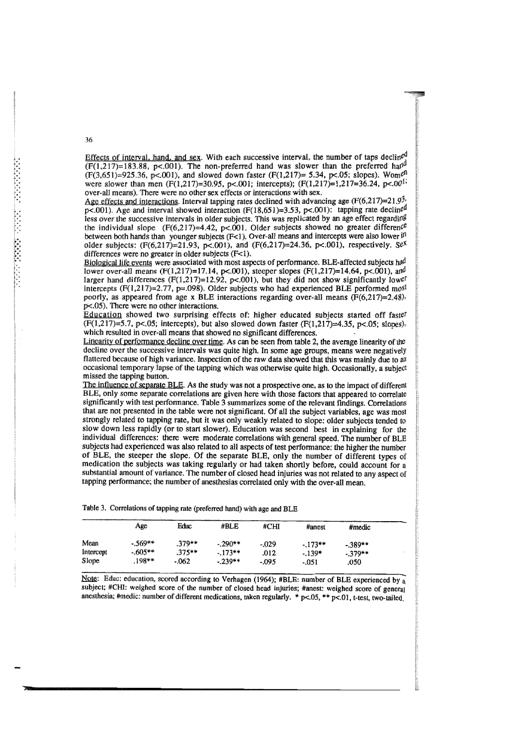Effects of interval, hand, and sex. With each successive interval, the number of taps declined ($F(1,217)=183.88$, $p<.001$). The non-preferred hand was slower than the preferred hand ($F(3,651)=925.36$, $p<.001$), and slowed down faster ($F(1,217)= 5.34$, $p<.05$; slopes). Women were slower than men ($F(1,217)=30.95$, $p<.001$; intercepts); ($F(1,217)=1,217=36.24$, $p<.001$; over-all means). There were no other sex effects or interactions with sex.

Age effects and interactions. Interval tapping rates declined with advancing age ($F(6,217)=21.93$, $p<.001$). Age and interval showed interaction ($F(18,651)=3.53$, $p<.001$): tapping rate declined less over the successive intervals in older subjects. This was replicated by an age effect regarding the individual slope ($F(6,217)=4.42$, $p<.001$. Older subjects showed no greater difference between both hands than younger subjects ($F<1$). Over-all means and intercepts were also lower in older subjects: ($F(6,217)=21.93$, $p<.001$), and ($F(6,217)=24.36$, $p<.001$), respectively. Sex differences were no greater in older subjects ($F<1$).

Biological life events were associated with most aspects of performance. BLE-affected subjects had lower over-all means ($F(1,217)=17.14$, $p<.001$), steeper slopes ($F(1,217)=14.64$, $p<.001$), and larger hand differences ($F(1,217)=12.92$, $p<.001$), but they did not show significantly lower intercepts ($F(1,217)=2.77$, $p=.098$). Older subjects who had experienced BLE performed most poorly, as appeared from age x BLE interactions regarding over-all means ($F(6,217)=2.48$), $p<.05$). There were no other interactions.

Education showed two surprising effects of: higher educated subjects started off faster ($F(1,217)=5.7$, $p<.05$; intercepts), but also slowed down faster ($F(1,217)=4.35$, $p<.05$; slopes), which resulted in over-all means that showed no significant differences.

Linearity of performance decline over time. As can be seen from table 2, the average linearity of the decline over the successive intervals was quite high. In some age groups, means were negatively flattered because of high variance. Inspection of the raw data showed that this was mainly due to an occasional temporary lapse of the tapping which was otherwise quite high. Occasionally, a subject missed the tapping button.

The influence of separate BLE. As the study was not a prospective one, as to the impact of different BLE, only some separate correlations are given here with those factors that appeared to correlate significantly with test performance. Table 3 summarizes some of the relevant findings. Correlations that are not presented in the table were not significant. Of all the subject variables, age was most strongly related to tapping rate, but it was only weakly related to slope: older subjects tended to slow down less rapidly (or to start slower). Education was second best in explaining for the individual differences: there were moderate correlations with general speed. The number of BLE subjects had experienced was also related to all aspects of test performance: the higher the number of BLE, the steeper the slope. Of the separate BLE, only the number of different types of medication the subjects was taking regularly or had taken shortly before, could account for a substantial amount of variance. The number of closed head injuries was not related to any aspect of tapping performance; the number of anesthesias correlated only with the over-all mean.

Table 3. Correlations of tapping rate (preferred hand) with age and BLE

| | Age | Educ | #BLE | #CHI | #anest | #medic |
|---|---|---|---|---|---|---|
| Mean | -.569** | .379** | -.290** | -.029 | -.173** | -.389** |
| Intercept | -.605** | .375** | -.173** | .012 | -.139* | -.379** |
| Slope | .198** | -.062 | -.239** | -.095 | -.051 | .050 |

Note: Educ: education, scored according to Verhagen (1964); #BLE: number of BLE experienced by a subject; #CHI: weighed score of the number of closed head injuries; #anest: weighed score of general anesthesia; #medic: number of different medications, taken regularly. * $p<.05$, ** $p<.01$, t-test, two-tailed.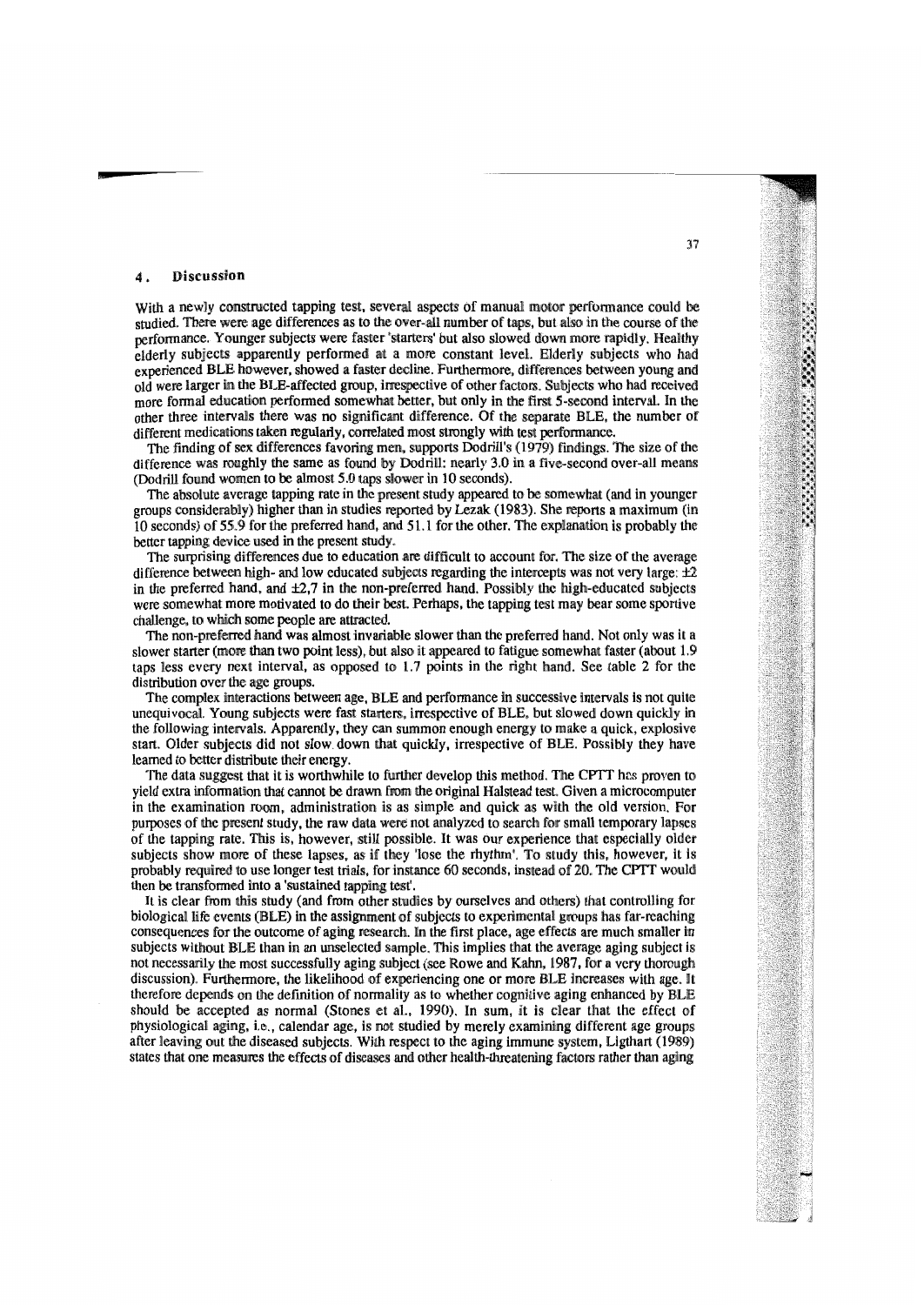## 4. Discussion

With a newly constructed tapping test, several aspects of manual motor performance could be studied. There were age differences as to the over-all number of taps, but also in the course of the performance. Younger subjects were faster 'starters' but also slowed down more rapidly. Healthy elderly subjects apparently performed at a more constant level. Elderly subjects who had experienced BLE however, showed a faster decline. Furthermore, differences between young and old were larger in the BLE-affected group, irrespective of other factors. Subjects who had received more formal education performed somewhat better, but only in the first 5-second interval. In the other three intervals there was no significant difference. Of the separate BLE, the number of different medications taken regularly, correlated most strongly with test performance.

The finding of sex differences favoring men, supports Dodrill's (1979) findings. The size of the difference was roughly the same as found by Dodrill: nearly 3.0 in a five-second over-all means (Dodrill found women to be almost 5.0 taps slower in 10 seconds).

The absolute average tapping rate in the present study appeared to be somewhat (and in younger groups considerably) higher than in studies reported by Lezak (1983). She reports a maximum (in 10 seconds) of 55.9 for the preferred hand, and 51.1 for the other. The explanation is probably the better tapping device used in the present study.

The surprising differences due to education are difficult to account for. The size of the average difference between high- and low educated subjects regarding the intercepts was not very large: ±2 in the preferred hand, and ±2,7 in the non-preferred hand. Possibly the high-educated subjects were somewhat more motivated to do their best. Perhaps, the tapping test may bear some sportive challenge, to which some people are attracted.

The non-preferred hand was almost invariable slower than the preferred hand. Not only was it a slower starter (more than two point less), but also it appeared to fatigue somewhat faster (about 1.9 taps less every next interval, as opposed to 1.7 points in the right hand. See table 2 for the distribution over the age groups.

The complex interactions between age, BLE and performance in successive intervals is not quite unequivocal. Young subjects were fast starters, irrespective of BLE, but slowed down quickly in the following intervals. Apparently, they can summon enough energy to make a quick, explosive start. Older subjects did not slow down that quickly, irrespective of BLE. Possibly they have learned to better distribute their energy.

The data suggest that it is worthwhile to further develop this method. The CPTT has proven to yield extra information that cannot be drawn from the original Halstead test. Given a microcomputer in the examination room, administration is as simple and quick as with the old version. For purposes of the present study, the raw data were not analyzed to search for small temporary lapses of the tapping rate. This is, however, still possible. It was our experience that especially older subjects show more of these lapses, as if they 'lose the rhythm'. To study this, however, it is probably required to use longer test trials, for instance 60 seconds, instead of 20. The CPTT would then be transformed into a 'sustained tapping test'.

It is clear from this study (and from other studies by ourselves and others) that controlling for biological life events (BLE) in the assignment of subjects to experimental groups has far-reaching consequences for the outcome of aging research. In the first place, age effects are much smaller in subjects without BLE than in an unselected sample. This implies that the average aging subject is not necessarily the most successfully aging subject (see Rowe and Kahn, 1987, for a very thorough discussion). Furthermore, the likelihood of experiencing one or more BLE increases with age. It therefore depends on the definition of normality as to whether cognitive aging enhanced by BLE should be accepted as normal (Stones et al., 1990). In sum, it is clear that the effect of physiological aging, i.e., calendar age, is not studied by merely examining different age groups after leaving out the diseased subjects. With respect to the aging immune system, Ligthart (1989) states that one measures the effects of diseases and other health-threatening factors rather than aging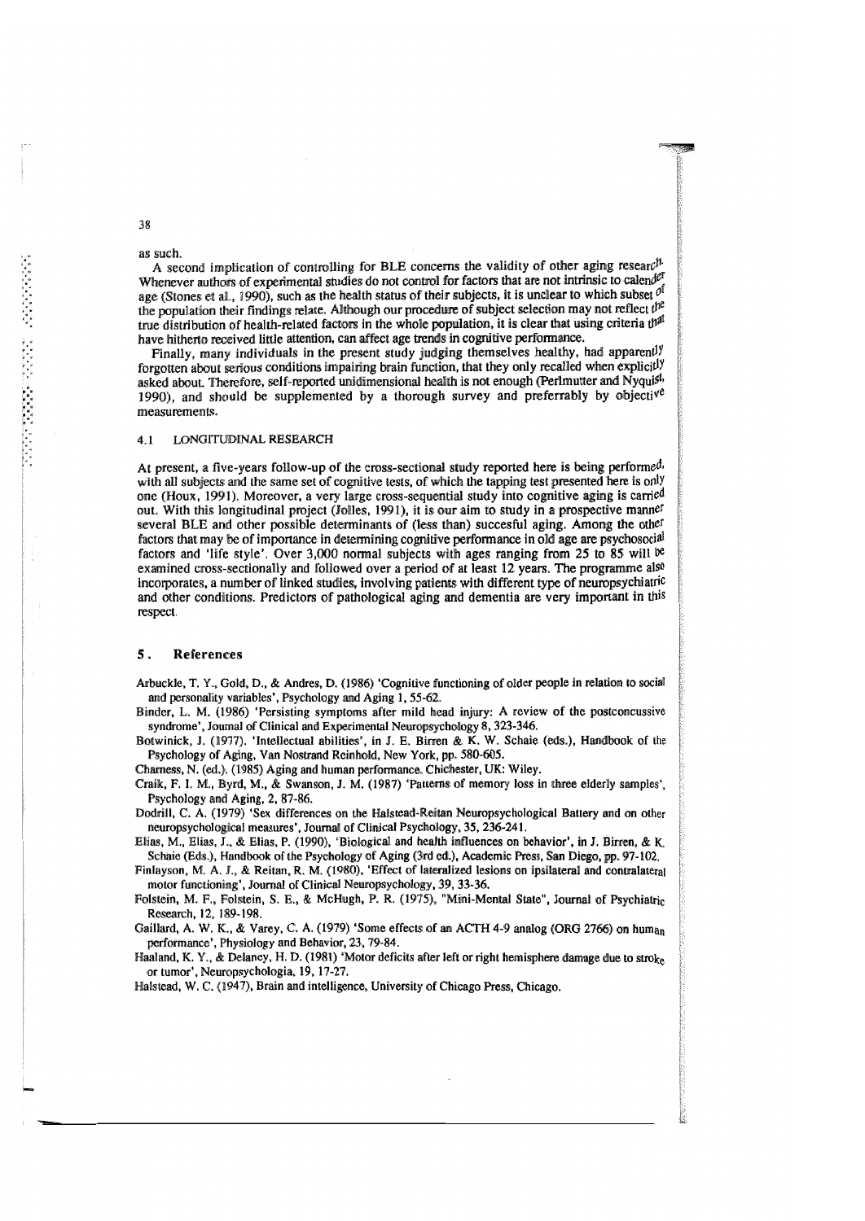as such.

A second implication of controlling for BLE concerns the validity of other aging research. Whenever authors of experimental studies do not control for factors that are not intrinsic to calender age (Stones et al., 1990), such as the health status of their subjects, it is unclear to which subset of the population their findings relate. Although our procedure of subject selection may not reflect the true distribution of health-related factors in the whole population, it is clear that using criteria that have hitherto received little attention, can affect age trends in cognitive performance.

Finally, many individuals in the present study judging themselves healthy, had apparently forgotten about serious conditions impairing brain function, that they only recalled when explicitly asked about. Therefore, self-reported unidimensional health is not enough (Perlmutter and Nyquist, 1990), and should be supplemented by a thorough survey and preferrably by objective measurements.

### 4.1 LONGITUDINAL RESEARCH

At present, a five-years follow-up of the cross-sectional study reported here is being performed, with all subjects and the same set of cognitive tests, of which the tapping test presented here is only one (Houx, 1991). Moreover, a very large cross-sequential study into cognitive aging is carried out. With this longitudinal project (Jolles, 1991), it is our aim to study in a prospective manner several BLE and other possible determinants of (less than) succesful aging. Among the other factors that may be of importance in determining cognitive performance in old age are psychosocial factors and 'life style'. Over 3,000 normal subjects with ages ranging from 25 to 85 will be examined cross-sectionally and followed over a period of at least 12 years. The programme also incorporates, a number of linked studies, involving patients with different type of neuropsychiatric and other conditions. Predictors of pathological aging and dementia are very important in this respect.

## 5. References

Arbuckle, T. Y., Gold, D., & Andres, D. (1986) 'Cognitive functioning of older people in relation to social and personality variables', Psychology and Aging 1, 55-62.

Binder, L. M. (1986) 'Persisting symptoms after mild head injury: A review of the postconcussive syndrome', Journal of Clinical and Experimental Neuropsychology 8, 323-346.

Botwinick, J. (1977). 'Intellectual abilities', in J. E. Birren & K. W. Schaie (eds.), Handbook of the Psychology of Aging, Van Nostrand Reinhold, New York, pp. 580-605.

Charness, N. (ed.). (1985) Aging and human performance. Chichester, UK: Wiley.

Craik, F. I. M., Byrd, M., & Swanson, J. M. (1987) 'Patterns of memory loss in three elderly samples', Psychology and Aging, 2, 87-86.

Dodrill, C. A. (1979) 'Sex differences on the Halstead-Reitan Neuropsychological Battery and on other neuropsychological measures', Journal of Clinical Psychology, 35, 236-241.

Elias, M., Elias, J., & Elias, P. (1990), 'Biological and health influences on behavior', in J. Birren, & K. Schaie (Eds.), Handbook of the Psychology of Aging (3rd ed.), Academic Press, San Diego, pp. 97-102.

Finlayson, M. A. J., & Reitan, R. M. (1980), 'Effect of lateralized lesions on ipsilateral and contralateral motor functioning', Journal of Clinical Neuropsychology, 39, 33-36.

Folstein, M. F., Folstein, S. E., & McHugh, P. R. (1975), "Mini-Mental State", Journal of Psychiatric Research, 12, 189-198.

Gaillard, A. W. K., & Varey, C. A. (1979) 'Some effects of an ACTH 4-9 analog (ORG 2766) on human performance', Physiology and Behavior, 23, 79-84.

Haaland, K. Y., & Delaney, H. D. (1981) 'Motor deficits after left or right hemisphere damage due to stroke or tumor', Neuropsychologia, 19, 17-27.

Halstead, W. C. (1947), Brain and intelligence, University of Chicago Press, Chicago.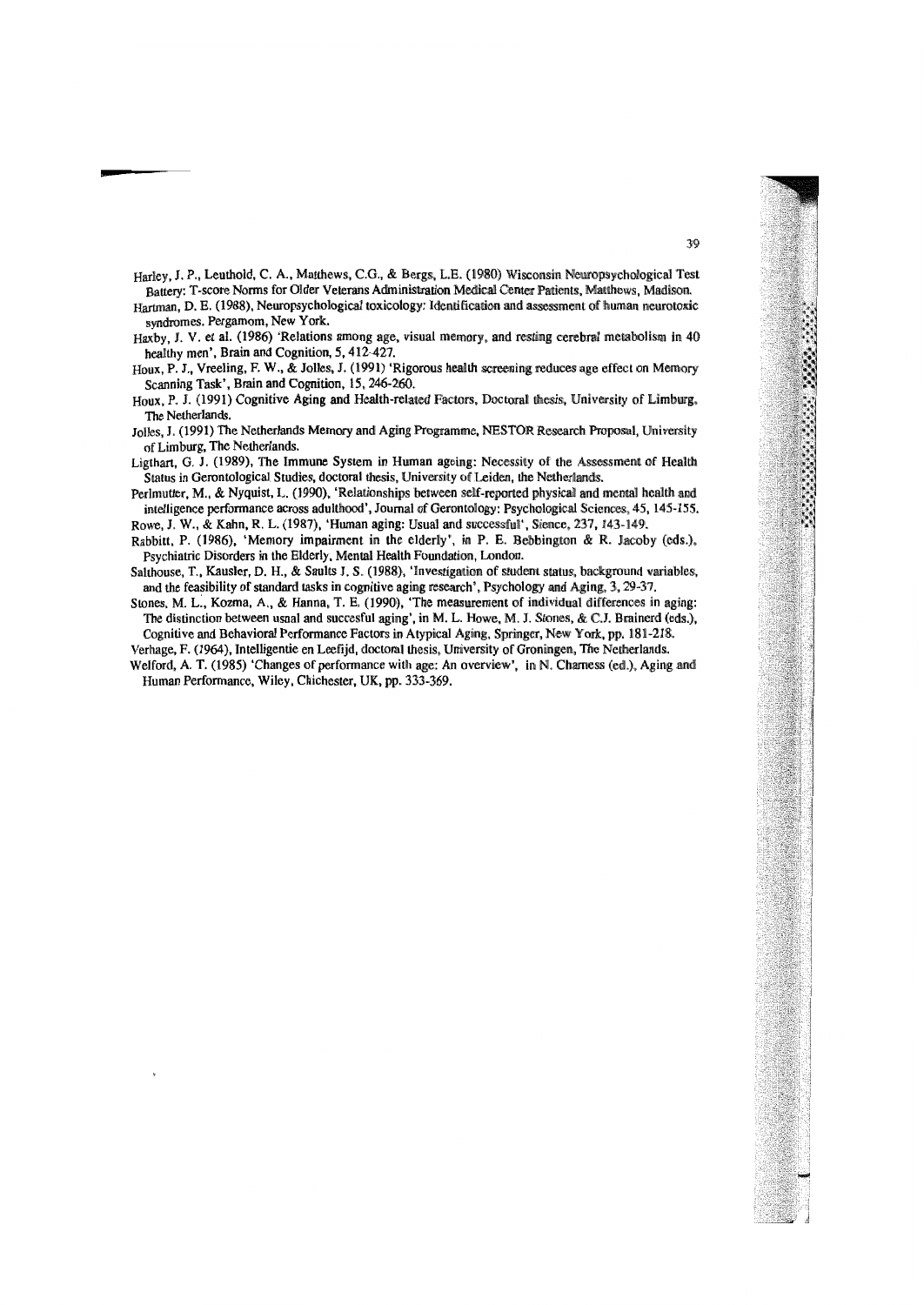Harley, J. P., Leuthold, C. A., Matthews, C.G., & Bergs, L.E. (1980) Wisconsin Neuropsychological Test Battery: T-score Norms for Older Veterans Administration Medical Center Patients, Matthews, Madison.

Hartman, D. E. (1988), Neuropsychological toxicology: Identification and assessment of human neurotoxic syndromes. Pergamom, New York.

Haxby, J. V. et al. (1986) 'Relations among age, visual memory, and resting cerebral metabolism in 40 healthy men', Brain and Cognition, 5, 412-427.

Houx, P. J., Vreeling, F. W., & Jolles, J. (1991) 'Rigorous health screening reduces age effect on Memory Scanning Task', Brain and Cognition, 15, 246-260.

Houx, P. J. (1991) Cognitive Aging and Health-related Factors, Doctoral thesis, University of Limburg, The Netherlands.

Jolles, J. (1991) The Netherlands Memory and Aging Programme, NESTOR Research Proposal, University of Limburg, The Netherlands.

Ligthart, G. J. (1989), The Immune System in Human ageing: Necessity of the Assessment of Health Status in Gerontological Studies, doctoral thesis, University of Leiden, the Netherlands.

Perlmutter, M., & Nyquist, L. (1990), 'Relationships between self-reported physical and mental health and intelligence performance across adulthood', Journal of Gerontology: Psychological Sciences, 45, 145-155.

Rowe, J. W., & Kahn, R. L. (1987), 'Human aging: Usual and successful', Sience, 237, 143-149.

Rabbitt, P. (1986), 'Memory impairment in the elderly', in P. E. Bebbington & R. Jacoby (eds.), Psychiatric Disorders in the Elderly, Mental Health Foundation, London.

Salthouse, T., Kausler, D. H., & Saults J. S. (1988), 'Investigation of student status, background variables, and the feasibility of standard tasks in cognitive aging research', Psychology and Aging, 3, 29-37.

Stones, M. L., Kozma, A., & Hanna, T. E. (1990), 'The measurement of individual differences in aging: The distinction between usual and succesful aging', in M. L. Howe, M. J. Stones, & C.J. Brainerd (eds.), Cognitive and Behavioral Performance Factors in Atypical Aging, Springer, New York, pp. 181-218.

Verhage, F. (1964), Intelligentie en Leefijd, doctoral thesis, University of Groningen, The Netherlands.

Welford, A. T. (1985) 'Changes of performance with age: An overview', in N. Charness (ed.), Aging and Human Performance, Wiley, Chichester, UK, pp. 333-369.